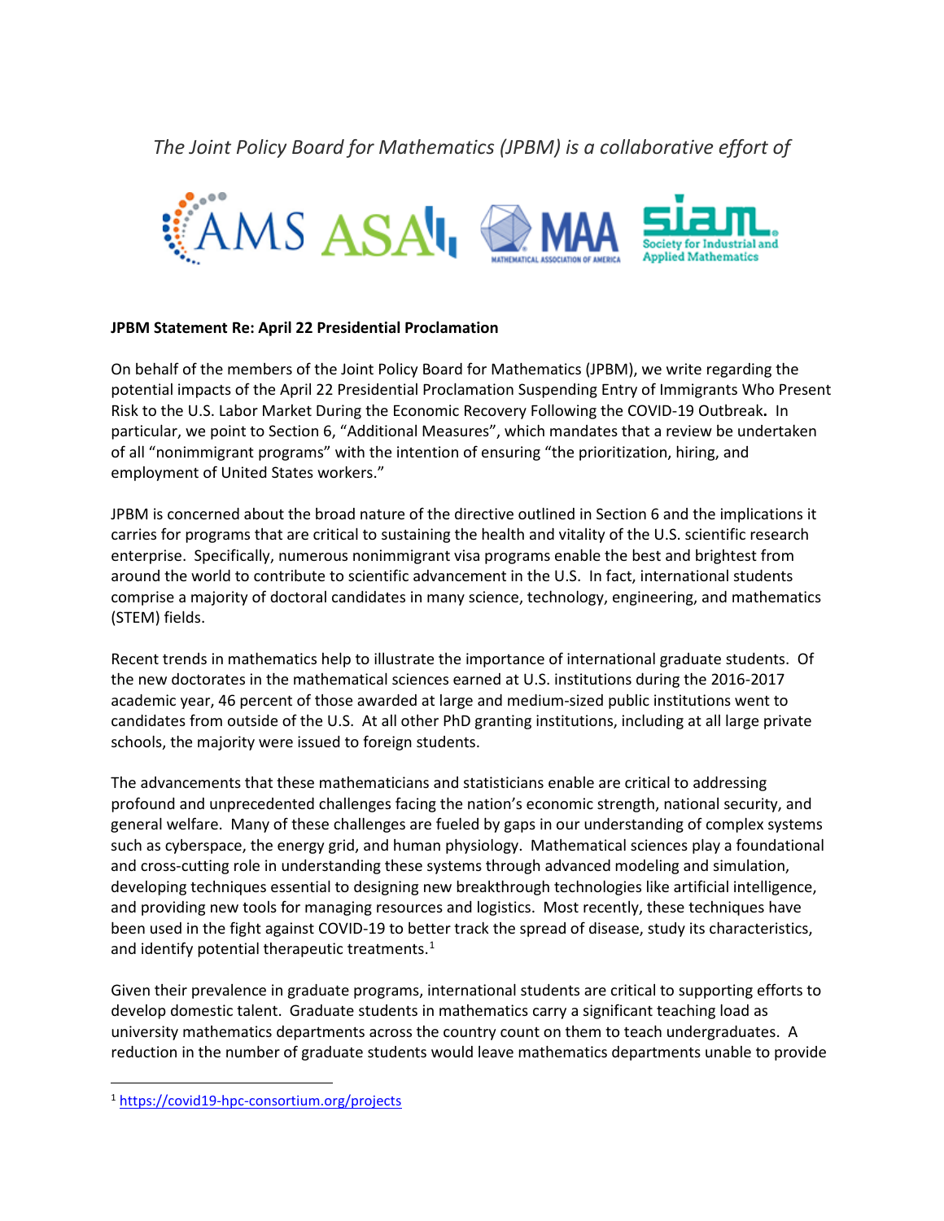*The Joint Policy Board for Mathematics (JPBM) is a collaborative effort of*

AMS ASA MAA SIAM Society for Industrial and Applied Mathematics

**JPBM Statement Re: April 22 Presidential Proclamation**

On behalf of the members of the Joint Policy Board for Mathematics (JPBM), we write regarding the potential impacts of the April 22 Presidential Proclamation Suspending Entry of Immigrants Who Present Risk to the U.S. Labor Market During the Economic Recovery Following the COVID-19 Outbreak**.** In particular, we point to Section 6, "Additional Measures", which mandates that a review be undertaken of all "nonimmigrant programs" with the intention of ensuring "the prioritization, hiring, and employment of United States workers."

JPBM is concerned about the broad nature of the directive outlined in Section 6 and the implications it carries for programs that are critical to sustaining the health and vitality of the U.S. scientific research enterprise. Specifically, numerous nonimmigrant visa programs enable the best and brightest from around the world to contribute to scientific advancement in the U.S. In fact, international students comprise a majority of doctoral candidates in many science, technology, engineering, and mathematics (STEM) fields.

Recent trends in mathematics help to illustrate the importance of international graduate students. Of the new doctorates in the mathematical sciences earned at U.S. institutions during the 2016-2017 academic year, 46 percent of those awarded at large and medium-sized public institutions went to candidates from outside of the U.S. At all other PhD granting institutions, including at all large private schools, the majority were issued to foreign students.

The advancements that these mathematicians and statisticians enable are critical to addressing profound and unprecedented challenges facing the nation's economic strength, national security, and general welfare. Many of these challenges are fueled by gaps in our understanding of complex systems such as cyberspace, the energy grid, and human physiology. Mathematical sciences play a foundational and cross-cutting role in understanding these systems through advanced modeling and simulation, developing techniques essential to designing new breakthrough technologies like artificial intelligence, and providing new tools for managing resources and logistics. Most recently, these techniques have been used in the fight against COVID-19 to better track the spread of disease, study its characteristics, and identify potential therapeutic treatments.[1]

Given their prevalence in graduate programs, international students are critical to supporting efforts to develop domestic talent. Graduate students in mathematics carry a significant teaching load as university mathematics departments across the country count on them to teach undergraduates. A reduction in the number of graduate students would leave mathematics departments unable to provide

[1] https://covid19-hpc-consortium.org/projects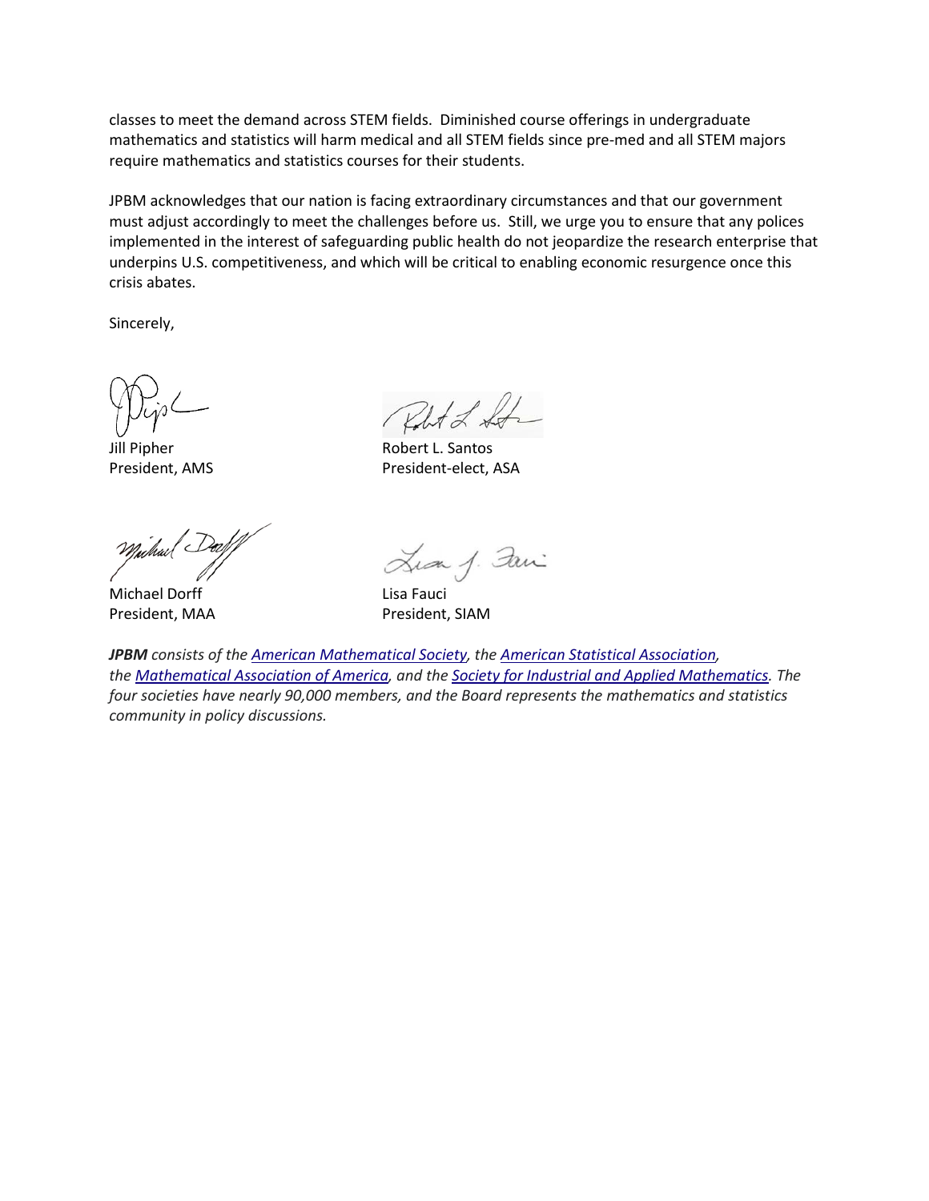classes to meet the demand across STEM fields. Diminished course offerings in undergraduate mathematics and statistics will harm medical and all STEM fields since pre-med and all STEM majors require mathematics and statistics courses for their students.

JPBM acknowledges that our nation is facing extraordinary circumstances and that our government must adjust accordingly to meet the challenges before us. Still, we urge you to ensure that any polices implemented in the interest of safeguarding public health do not jeopardize the research enterprise that underpins U.S. competitiveness, and which will be critical to enabling economic resurgence once this crisis abates.

Sincerely,

Jill Pipher
President, AMS

Robert L. Santos
President-elect, ASA

Michael Dorff
President, MAA

Lisa Fauci
President, SIAM

***JPBM** consists of the American Mathematical Society, the American Statistical Association, the Mathematical Association of America, and the Society for Industrial and Applied Mathematics. The four societies have nearly 90,000 members, and the Board represents the mathematics and statistics community in policy discussions.*